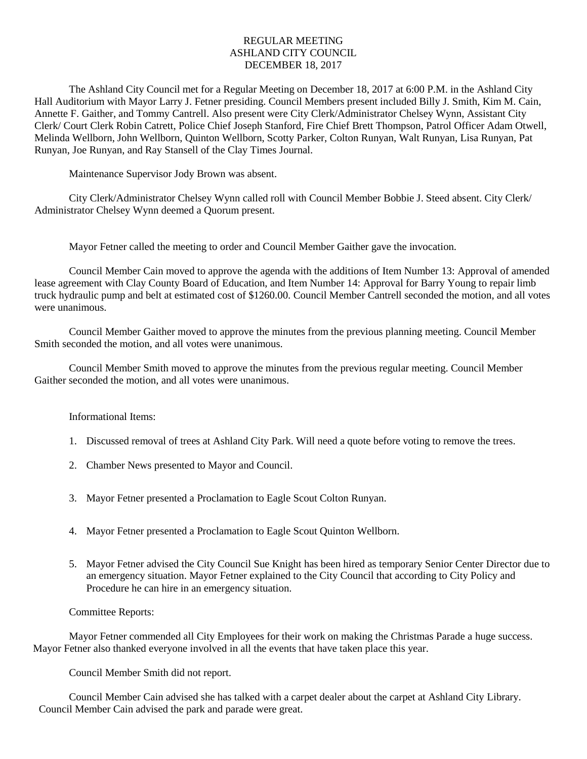# REGULAR MEETING
# ASHLAND CITY COUNCIL
# DECEMBER 18, 2017

The Ashland City Council met for a Regular Meeting on December 18, 2017 at 6:00 P.M. in the Ashland City Hall Auditorium with Mayor Larry J. Fetner presiding. Council Members present included Billy J. Smith, Kim M. Cain, Annette F. Gaither, and Tommy Cantrell. Also present were City Clerk/Administrator Chelsey Wynn, Assistant City Clerk/ Court Clerk Robin Catrett, Police Chief Joseph Stanford, Fire Chief Brett Thompson, Patrol Officer Adam Otwell, Melinda Wellborn, John Wellborn, Quinton Wellborn, Scotty Parker, Colton Runyan, Walt Runyan, Lisa Runyan, Pat Runyan, Joe Runyan, and Ray Stansell of the Clay Times Journal.

Maintenance Supervisor Jody Brown was absent.

City Clerk/Administrator Chelsey Wynn called roll with Council Member Bobbie J. Steed absent. City Clerk/ Administrator Chelsey Wynn deemed a Quorum present.

Mayor Fetner called the meeting to order and Council Member Gaither gave the invocation.

Council Member Cain moved to approve the agenda with the additions of Item Number 13: Approval of amended lease agreement with Clay County Board of Education, and Item Number 14: Approval for Barry Young to repair limb truck hydraulic pump and belt at estimated cost of $1260.00. Council Member Cantrell seconded the motion, and all votes were unanimous.

Council Member Gaither moved to approve the minutes from the previous planning meeting. Council Member Smith seconded the motion, and all votes were unanimous.

Council Member Smith moved to approve the minutes from the previous regular meeting. Council Member Gaither seconded the motion, and all votes were unanimous.

Informational Items:

1. Discussed removal of trees at Ashland City Park. Will need a quote before voting to remove the trees.
2. Chamber News presented to Mayor and Council.
3. Mayor Fetner presented a Proclamation to Eagle Scout Colton Runyan.
4. Mayor Fetner presented a Proclamation to Eagle Scout Quinton Wellborn.
5. Mayor Fetner advised the City Council Sue Knight has been hired as temporary Senior Center Director due to an emergency situation. Mayor Fetner explained to the City Council that according to City Policy and Procedure he can hire in an emergency situation.

Committee Reports:

Mayor Fetner commended all City Employees for their work on making the Christmas Parade a huge success. Mayor Fetner also thanked everyone involved in all the events that have taken place this year.

Council Member Smith did not report.

Council Member Cain advised she has talked with a carpet dealer about the carpet at Ashland City Library. Council Member Cain advised the park and parade were great.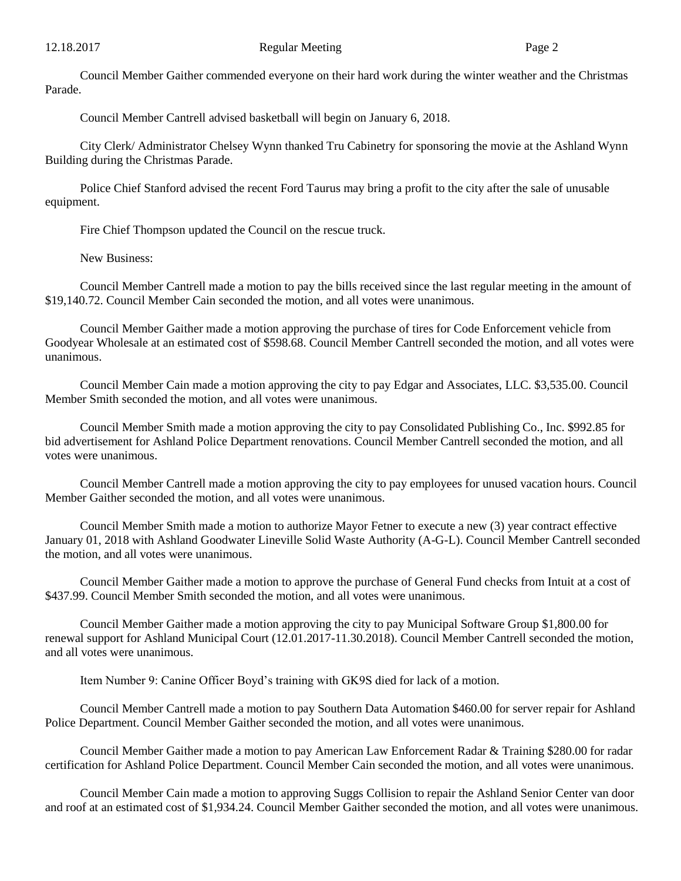Council Member Gaither commended everyone on their hard work during the winter weather and the Christmas Parade.

Council Member Cantrell advised basketball will begin on January 6, 2018.

City Clerk/ Administrator Chelsey Wynn thanked Tru Cabinetry for sponsoring the movie at the Ashland Wynn Building during the Christmas Parade.

Police Chief Stanford advised the recent Ford Taurus may bring a profit to the city after the sale of unusable equipment.

Fire Chief Thompson updated the Council on the rescue truck.

New Business:

Council Member Cantrell made a motion to pay the bills received since the last regular meeting in the amount of $19,140.72. Council Member Cain seconded the motion, and all votes were unanimous.

Council Member Gaither made a motion approving the purchase of tires for Code Enforcement vehicle from Goodyear Wholesale at an estimated cost of $598.68. Council Member Cantrell seconded the motion, and all votes were unanimous.

Council Member Cain made a motion approving the city to pay Edgar and Associates, LLC. $3,535.00. Council Member Smith seconded the motion, and all votes were unanimous.

Council Member Smith made a motion approving the city to pay Consolidated Publishing Co., Inc. $992.85 for bid advertisement for Ashland Police Department renovations. Council Member Cantrell seconded the motion, and all votes were unanimous.

Council Member Cantrell made a motion approving the city to pay employees for unused vacation hours. Council Member Gaither seconded the motion, and all votes were unanimous.

Council Member Smith made a motion to authorize Mayor Fetner to execute a new (3) year contract effective January 01, 2018 with Ashland Goodwater Lineville Solid Waste Authority (A-G-L). Council Member Cantrell seconded the motion, and all votes were unanimous.

Council Member Gaither made a motion to approve the purchase of General Fund checks from Intuit at a cost of $437.99. Council Member Smith seconded the motion, and all votes were unanimous.

Council Member Gaither made a motion approving the city to pay Municipal Software Group $1,800.00 for renewal support for Ashland Municipal Court (12.01.2017-11.30.2018). Council Member Cantrell seconded the motion, and all votes were unanimous.

Item Number 9: Canine Officer Boyd's training with GK9S died for lack of a motion.

Council Member Cantrell made a motion to pay Southern Data Automation $460.00 for server repair for Ashland Police Department. Council Member Gaither seconded the motion, and all votes were unanimous.

Council Member Gaither made a motion to pay American Law Enforcement Radar & Training $280.00 for radar certification for Ashland Police Department. Council Member Cain seconded the motion, and all votes were unanimous.

Council Member Cain made a motion to approving Suggs Collision to repair the Ashland Senior Center van door and roof at an estimated cost of $1,934.24. Council Member Gaither seconded the motion, and all votes were unanimous.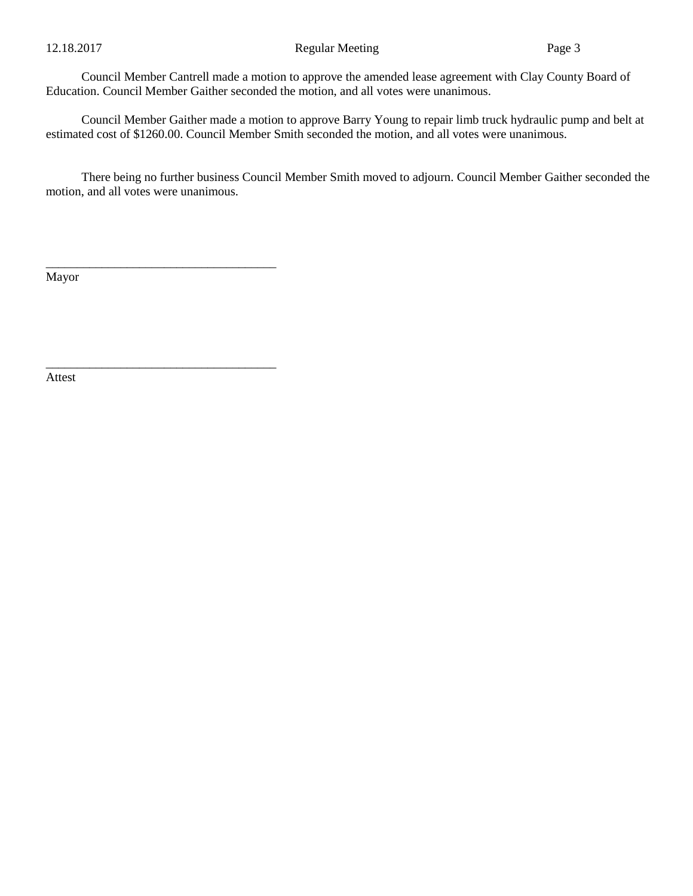Council Member Cantrell made a motion to approve the amended lease agreement with Clay County Board of Education. Council Member Gaither seconded the motion, and all votes were unanimous.

Council Member Gaither made a motion to approve Barry Young to repair limb truck hydraulic pump and belt at estimated cost of $1260.00. Council Member Smith seconded the motion, and all votes were unanimous.

There being no further business Council Member Smith moved to adjourn. Council Member Gaither seconded the motion, and all votes were unanimous.

\_\_\_\_\_\_\_\_\_\_\_\_\_\_\_\_\_\_\_\_\_\_\_\_\_\_\_\_\_\_\_\_\_\_\_\_\_

Mayor

\_\_\_\_\_\_\_\_\_\_\_\_\_\_\_\_\_\_\_\_\_\_\_\_\_\_\_\_\_\_\_\_\_\_\_\_\_

Attest